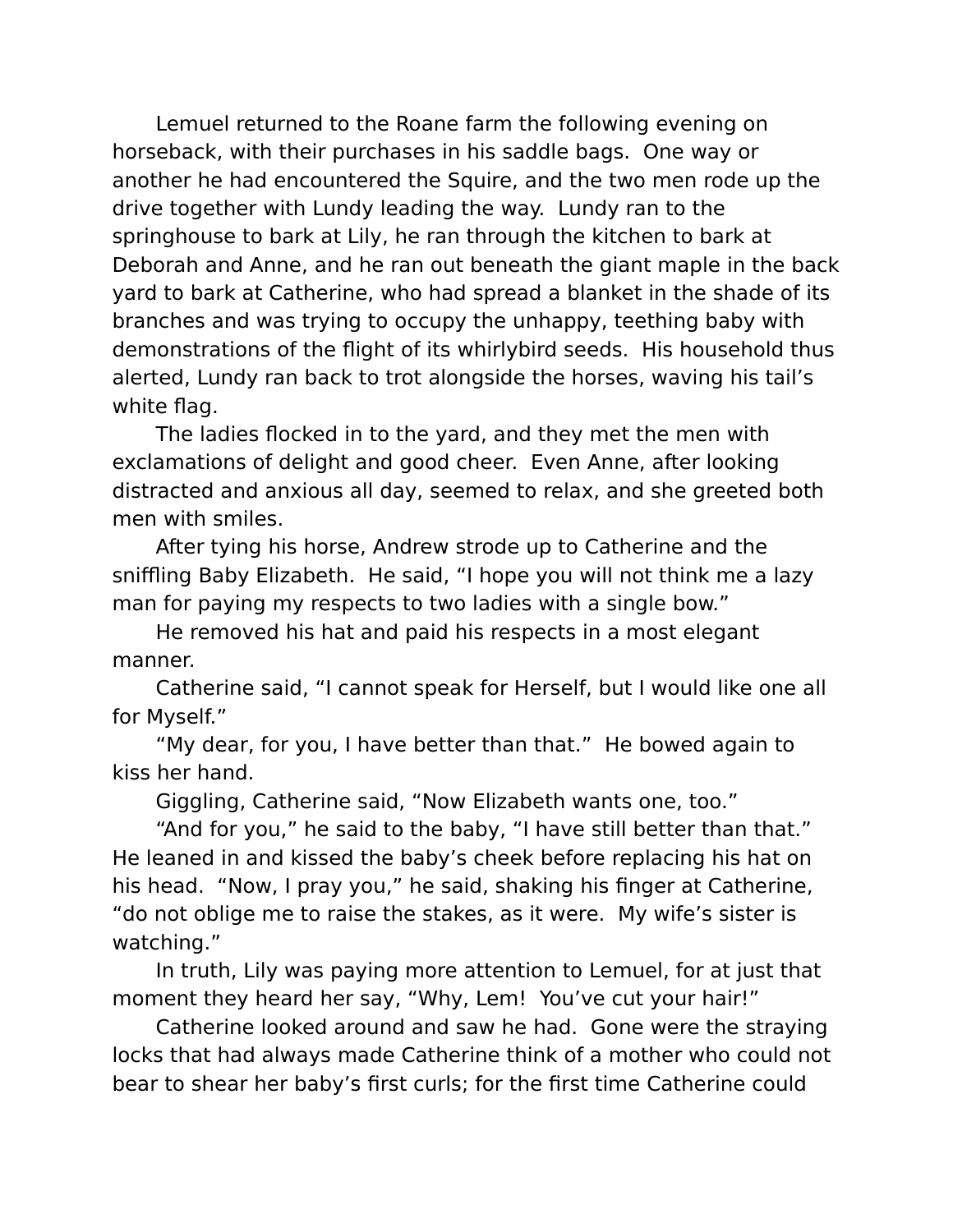Lemuel returned to the Roane farm the following evening on horseback, with their purchases in his saddle bags.  One way or another he had encountered the Squire, and the two men rode up the drive together with Lundy leading the way.  Lundy ran to the springhouse to bark at Lily, he ran through the kitchen to bark at Deborah and Anne, and he ran out beneath the giant maple in the back yard to bark at Catherine, who had spread a blanket in the shade of its branches and was trying to occupy the unhappy, teething baby with demonstrations of the flight of its whirlybird seeds.  His household thus alerted, Lundy ran back to trot alongside the horses, waving his tail's white flag.

The ladies flocked in to the yard, and they met the men with exclamations of delight and good cheer.  Even Anne, after looking distracted and anxious all day, seemed to relax, and she greeted both men with smiles.

After tying his horse, Andrew strode up to Catherine and the sniffling Baby Elizabeth.  He said, "I hope you will not think me a lazy man for paying my respects to two ladies with a single bow."

He removed his hat and paid his respects in a most elegant manner.

Catherine said, "I cannot speak for Herself, but I would like one all for Myself."

"My dear, for you, I have better than that."  He bowed again to kiss her hand.

Giggling, Catherine said, "Now Elizabeth wants one, too."

"And for you," he said to the baby, "I have still better than that."  He leaned in and kissed the baby's cheek before replacing his hat on his head.  "Now, I pray you," he said, shaking his finger at Catherine, "do not oblige me to raise the stakes, as it were.  My wife's sister is watching."

In truth, Lily was paying more attention to Lemuel, for at just that moment they heard her say, "Why, Lem!  You've cut your hair!"

Catherine looked around and saw he had.  Gone were the straying locks that had always made Catherine think of a mother who could not bear to shear her baby's first curls; for the first time Catherine could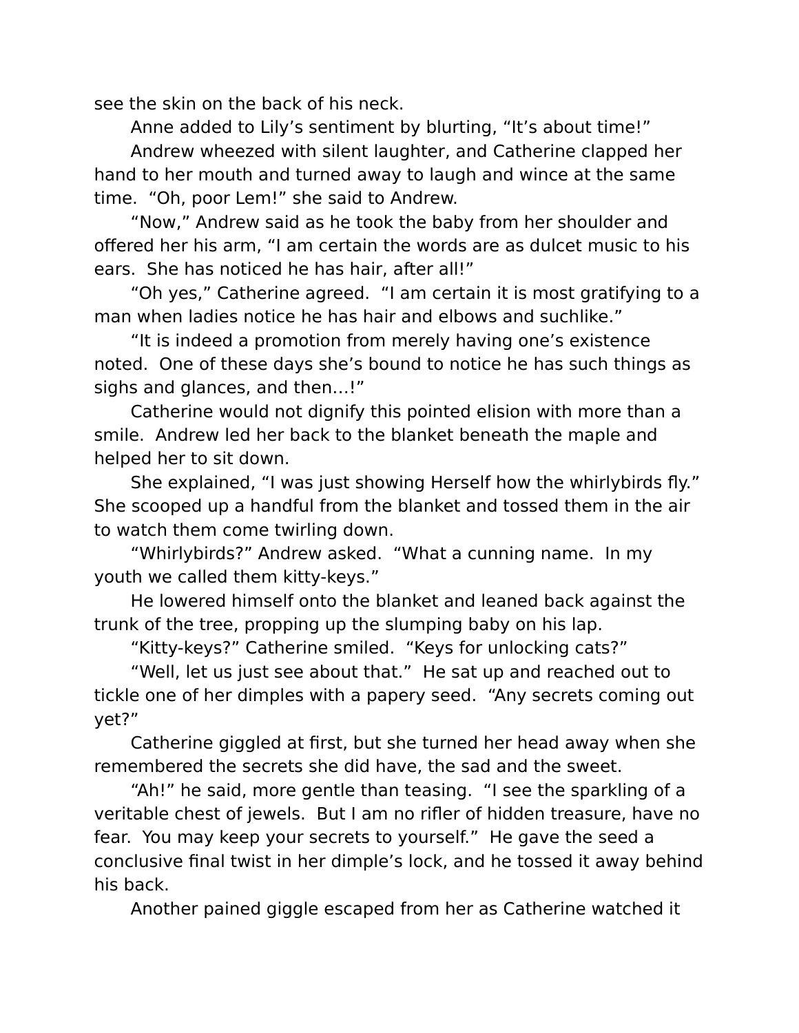see the skin on the back of his neck.

Anne added to Lily's sentiment by blurting, "It's about time!"

Andrew wheezed with silent laughter, and Catherine clapped her hand to her mouth and turned away to laugh and wince at the same time. "Oh, poor Lem!" she said to Andrew.

"Now," Andrew said as he took the baby from her shoulder and offered her his arm, "I am certain the words are as dulcet music to his ears. She has noticed he has hair, after all!"

"Oh yes," Catherine agreed. "I am certain it is most gratifying to a man when ladies notice he has hair and elbows and suchlike."

"It is indeed a promotion from merely having one's existence noted. One of these days she's bound to notice he has such things as sighs and glances, and then…!"

Catherine would not dignify this pointed elision with more than a smile. Andrew led her back to the blanket beneath the maple and helped her to sit down.

She explained, "I was just showing Herself how the whirlybirds fly." She scooped up a handful from the blanket and tossed them in the air to watch them come twirling down.

"Whirlybirds?" Andrew asked. "What a cunning name. In my youth we called them kitty-keys."

He lowered himself onto the blanket and leaned back against the trunk of the tree, propping up the slumping baby on his lap.

"Kitty-keys?" Catherine smiled. "Keys for unlocking cats?"

"Well, let us just see about that." He sat up and reached out to tickle one of her dimples with a papery seed. "Any secrets coming out yet?"

Catherine giggled at first, but she turned her head away when she remembered the secrets she did have, the sad and the sweet.

"Ah!" he said, more gentle than teasing. "I see the sparkling of a veritable chest of jewels. But I am no rifler of hidden treasure, have no fear. You may keep your secrets to yourself." He gave the seed a conclusive final twist in her dimple's lock, and he tossed it away behind his back.

Another pained giggle escaped from her as Catherine watched it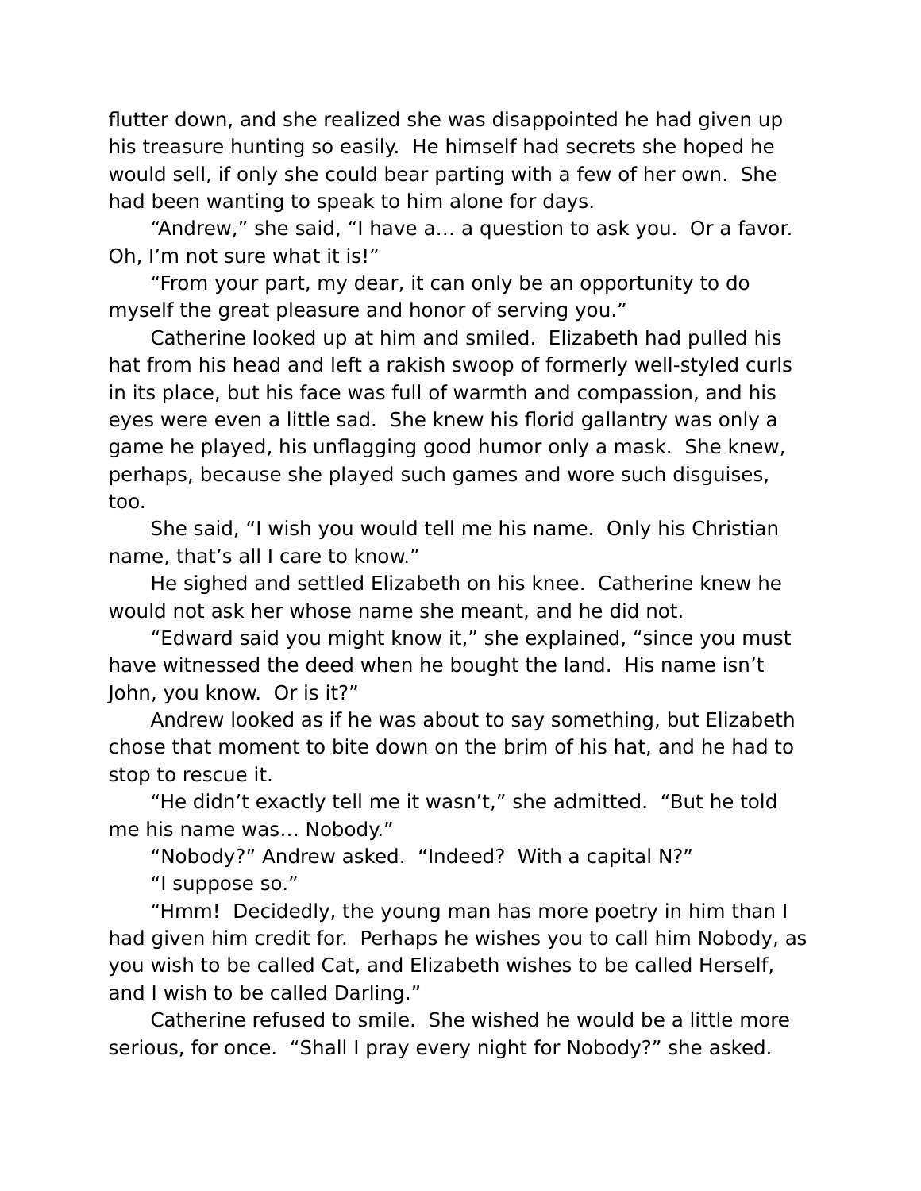flutter down, and she realized she was disappointed he had given up his treasure hunting so easily. He himself had secrets she hoped he would sell, if only she could bear parting with a few of her own. She had been wanting to speak to him alone for days.

"Andrew," she said, "I have a… a question to ask you. Or a favor. Oh, I'm not sure what it is!"

"From your part, my dear, it can only be an opportunity to do myself the great pleasure and honor of serving you."

Catherine looked up at him and smiled. Elizabeth had pulled his hat from his head and left a rakish swoop of formerly well-styled curls in its place, but his face was full of warmth and compassion, and his eyes were even a little sad. She knew his florid gallantry was only a game he played, his unflagging good humor only a mask. She knew, perhaps, because she played such games and wore such disguises, too.

She said, "I wish you would tell me his name. Only his Christian name, that's all I care to know."

He sighed and settled Elizabeth on his knee. Catherine knew he would not ask her whose name she meant, and he did not.

"Edward said you might know it," she explained, "since you must have witnessed the deed when he bought the land. His name isn't John, you know. Or is it?"

Andrew looked as if he was about to say something, but Elizabeth chose that moment to bite down on the brim of his hat, and he had to stop to rescue it.

"He didn't exactly tell me it wasn't," she admitted. "But he told me his name was… Nobody."

"Nobody?" Andrew asked. "Indeed? With a capital N?"

"I suppose so."

"Hmm! Decidedly, the young man has more poetry in him than I had given him credit for. Perhaps he wishes you to call him Nobody, as you wish to be called Cat, and Elizabeth wishes to be called Herself, and I wish to be called Darling."

Catherine refused to smile. She wished he would be a little more serious, for once. "Shall I pray every night for Nobody?" she asked.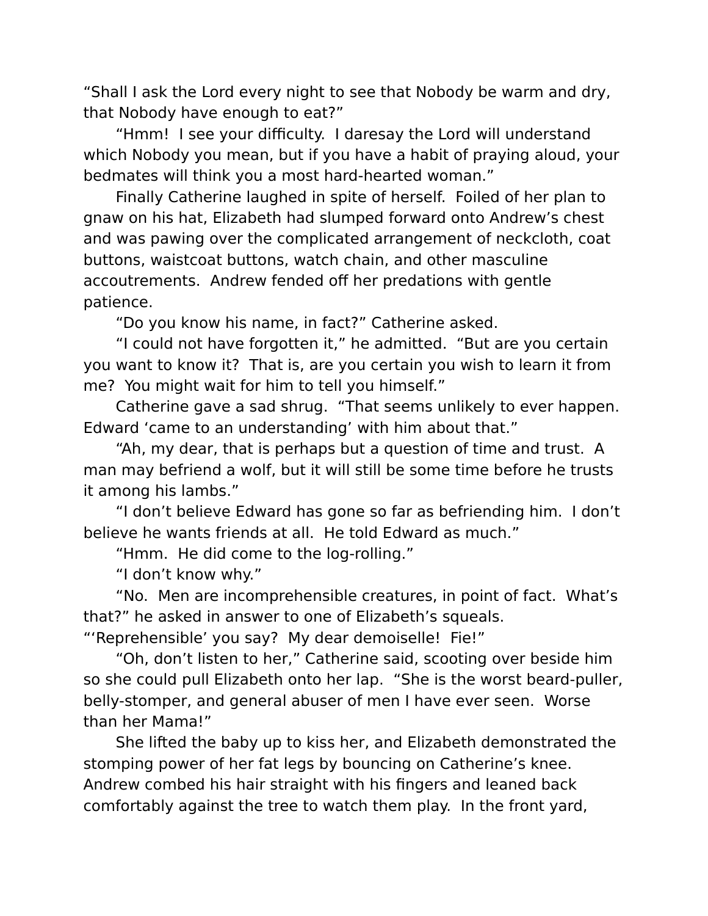"Shall I ask the Lord every night to see that Nobody be warm and dry, that Nobody have enough to eat?"

"Hmm! I see your difficulty. I daresay the Lord will understand which Nobody you mean, but if you have a habit of praying aloud, your bedmates will think you a most hard-hearted woman."

Finally Catherine laughed in spite of herself. Foiled of her plan to gnaw on his hat, Elizabeth had slumped forward onto Andrew's chest and was pawing over the complicated arrangement of neckcloth, coat buttons, waistcoat buttons, watch chain, and other masculine accoutrements. Andrew fended off her predations with gentle patience.

"Do you know his name, in fact?" Catherine asked.

"I could not have forgotten it," he admitted. "But are you certain you want to know it? That is, are you certain you wish to learn it from me? You might wait for him to tell you himself."

Catherine gave a sad shrug. "That seems unlikely to ever happen. Edward 'came to an understanding' with him about that."

"Ah, my dear, that is perhaps but a question of time and trust. A man may befriend a wolf, but it will still be some time before he trusts it among his lambs."

"I don't believe Edward has gone so far as befriending him. I don't believe he wants friends at all. He told Edward as much."

"Hmm. He did come to the log-rolling."

"I don't know why."

"No. Men are incomprehensible creatures, in point of fact. What's that?" he asked in answer to one of Elizabeth's squeals. "'Reprehensible' you say? My dear demoiselle! Fie!"

"Oh, don't listen to her," Catherine said, scooting over beside him so she could pull Elizabeth onto her lap. "She is the worst beard-puller, belly-stomper, and general abuser of men I have ever seen. Worse than her Mama!"

She lifted the baby up to kiss her, and Elizabeth demonstrated the stomping power of her fat legs by bouncing on Catherine's knee. Andrew combed his hair straight with his fingers and leaned back comfortably against the tree to watch them play. In the front yard,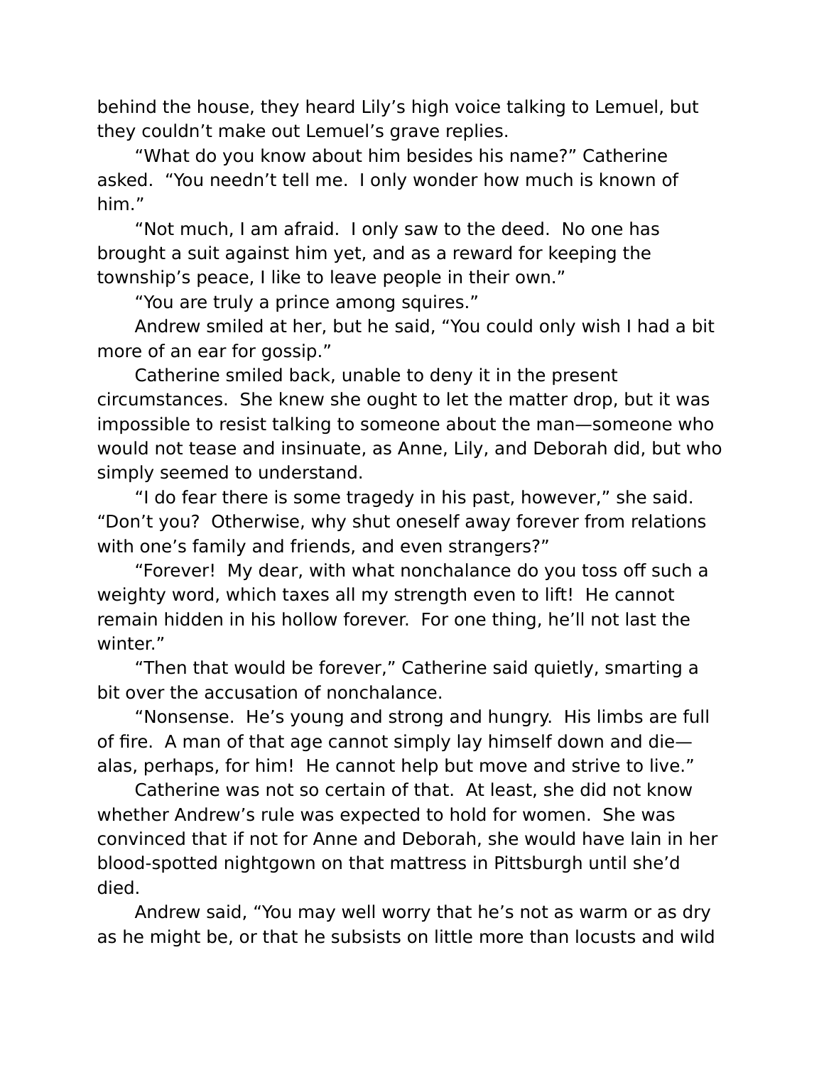behind the house, they heard Lily's high voice talking to Lemuel, but they couldn't make out Lemuel's grave replies.

"What do you know about him besides his name?" Catherine asked. "You needn't tell me. I only wonder how much is known of him."

"Not much, I am afraid. I only saw to the deed. No one has brought a suit against him yet, and as a reward for keeping the township's peace, I like to leave people in their own."

"You are truly a prince among squires."

Andrew smiled at her, but he said, "You could only wish I had a bit more of an ear for gossip."

Catherine smiled back, unable to deny it in the present circumstances. She knew she ought to let the matter drop, but it was impossible to resist talking to someone about the man—someone who would not tease and insinuate, as Anne, Lily, and Deborah did, but who simply seemed to understand.

"I do fear there is some tragedy in his past, however," she said. "Don't you? Otherwise, why shut oneself away forever from relations with one's family and friends, and even strangers?"

"Forever! My dear, with what nonchalance do you toss off such a weighty word, which taxes all my strength even to lift! He cannot remain hidden in his hollow forever. For one thing, he'll not last the winter."

"Then that would be forever," Catherine said quietly, smarting a bit over the accusation of nonchalance.

"Nonsense. He's young and strong and hungry. His limbs are full of fire. A man of that age cannot simply lay himself down and die—alas, perhaps, for him! He cannot help but move and strive to live."

Catherine was not so certain of that. At least, she did not know whether Andrew's rule was expected to hold for women. She was convinced that if not for Anne and Deborah, she would have lain in her blood-spotted nightgown on that mattress in Pittsburgh until she'd died.

Andrew said, "You may well worry that he's not as warm or as dry as he might be, or that he subsists on little more than locusts and wild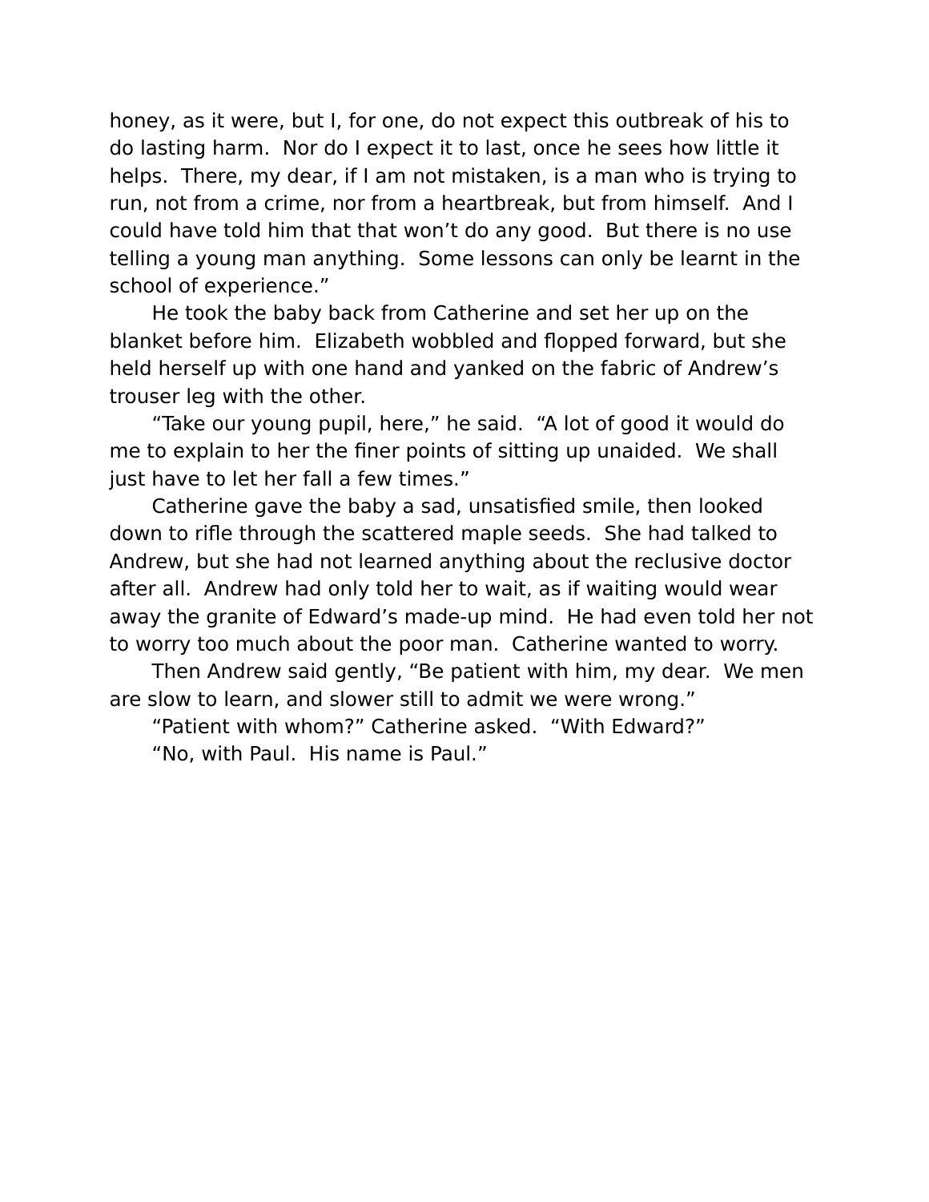honey, as it were, but I, for one, do not expect this outbreak of his to do lasting harm. Nor do I expect it to last, once he sees how little it helps. There, my dear, if I am not mistaken, is a man who is trying to run, not from a crime, nor from a heartbreak, but from himself. And I could have told him that that won't do any good. But there is no use telling a young man anything. Some lessons can only be learnt in the school of experience."

He took the baby back from Catherine and set her up on the blanket before him. Elizabeth wobbled and flopped forward, but she held herself up with one hand and yanked on the fabric of Andrew's trouser leg with the other.

"Take our young pupil, here," he said. "A lot of good it would do me to explain to her the finer points of sitting up unaided. We shall just have to let her fall a few times."

Catherine gave the baby a sad, unsatisfied smile, then looked down to rifle through the scattered maple seeds. She had talked to Andrew, but she had not learned anything about the reclusive doctor after all. Andrew had only told her to wait, as if waiting would wear away the granite of Edward's made-up mind. He had even told her not to worry too much about the poor man. Catherine wanted to worry.

Then Andrew said gently, "Be patient with him, my dear. We men are slow to learn, and slower still to admit we were wrong."

"Patient with whom?" Catherine asked. "With Edward?"

"No, with Paul. His name is Paul."